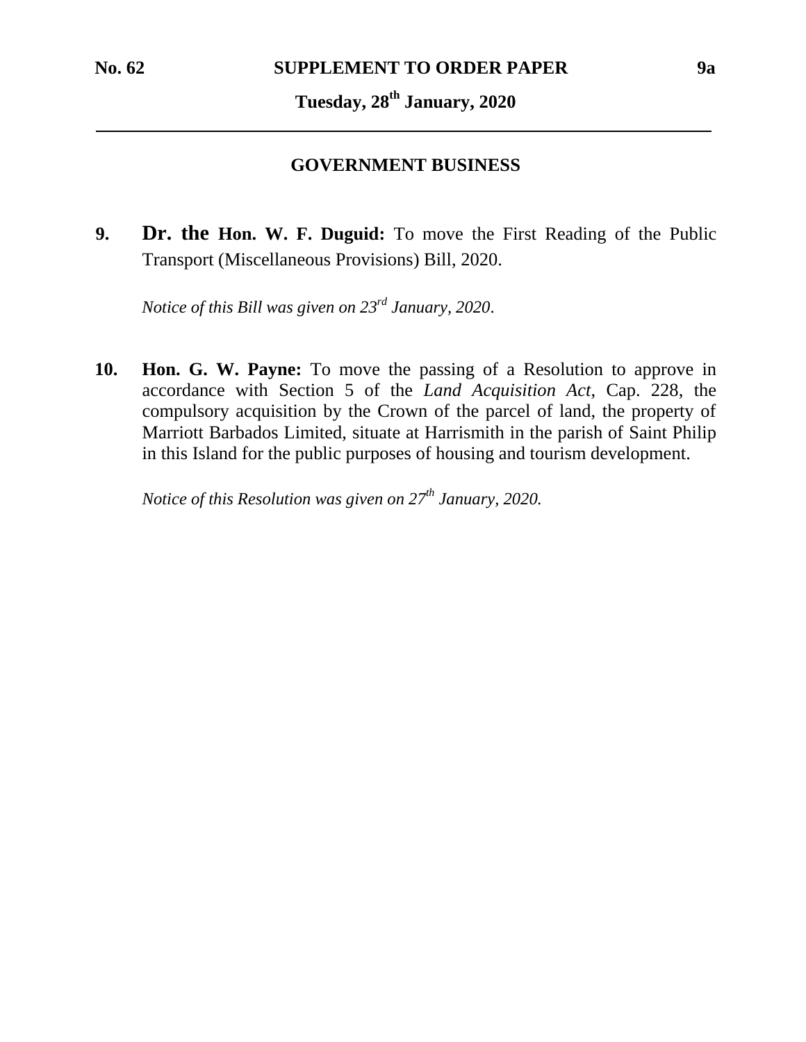**No. 62 SUPPLEMENT TO ORDER PAPER 9a**

**Tuesday, 28th January, 2020**

## GOVERNMENT BUSINESS

**9.** **Dr. the Hon. W. F. Duguid:** To move the First Reading of the Public Transport (Miscellaneous Provisions) Bill, 2020.

*Notice of this Bill was given on 23rd January, 2020*.

**10.** **Hon. G. W. Payne:** To move the passing of a Resolution to approve in accordance with Section 5 of the *Land Acquisition Act*, Cap. 228, the compulsory acquisition by the Crown of the parcel of land, the property of Marriott Barbados Limited, situate at Harrismith in the parish of Saint Philip in this Island for the public purposes of housing and tourism development.

*Notice of this Resolution was given on 27th January, 2020.*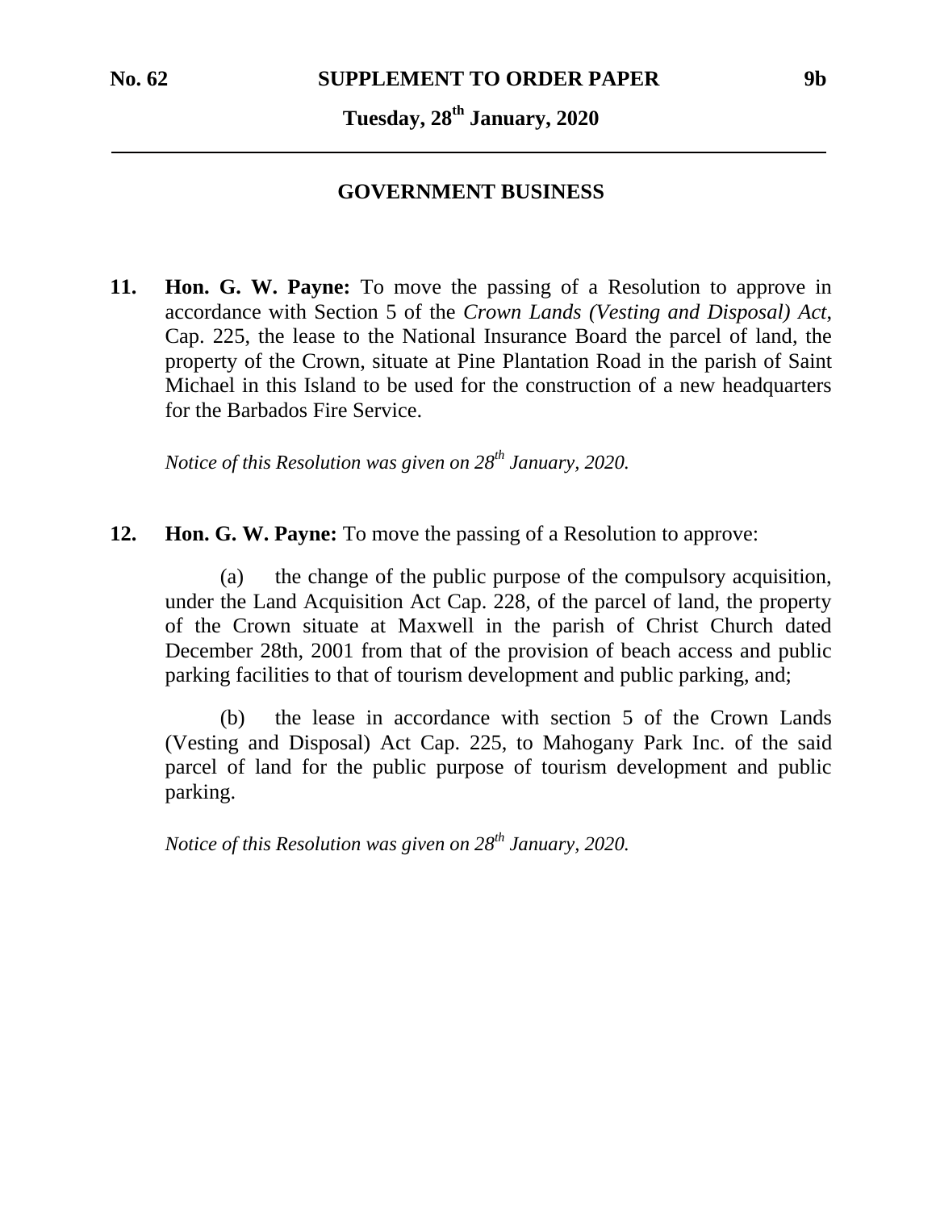**Tuesday, 28th January, 2020**

## GOVERNMENT BUSINESS

**11.** **Hon. G. W. Payne:** To move the passing of a Resolution to approve in accordance with Section 5 of the *Crown Lands (Vesting and Disposal) Act*, Cap. 225, the lease to the National Insurance Board the parcel of land, the property of the Crown, situate at Pine Plantation Road in the parish of Saint Michael in this Island to be used for the construction of a new headquarters for the Barbados Fire Service.

*Notice of this Resolution was given on 28th January, 2020.*

**12.** **Hon. G. W. Payne:** To move the passing of a Resolution to approve:

(a) the change of the public purpose of the compulsory acquisition, under the Land Acquisition Act Cap. 228, of the parcel of land, the property of the Crown situate at Maxwell in the parish of Christ Church dated December 28th, 2001 from that of the provision of beach access and public parking facilities to that of tourism development and public parking, and;

(b) the lease in accordance with section 5 of the Crown Lands (Vesting and Disposal) Act Cap. 225, to Mahogany Park Inc. of the said parcel of land for the public purpose of tourism development and public parking.

*Notice of this Resolution was given on 28th January, 2020.*